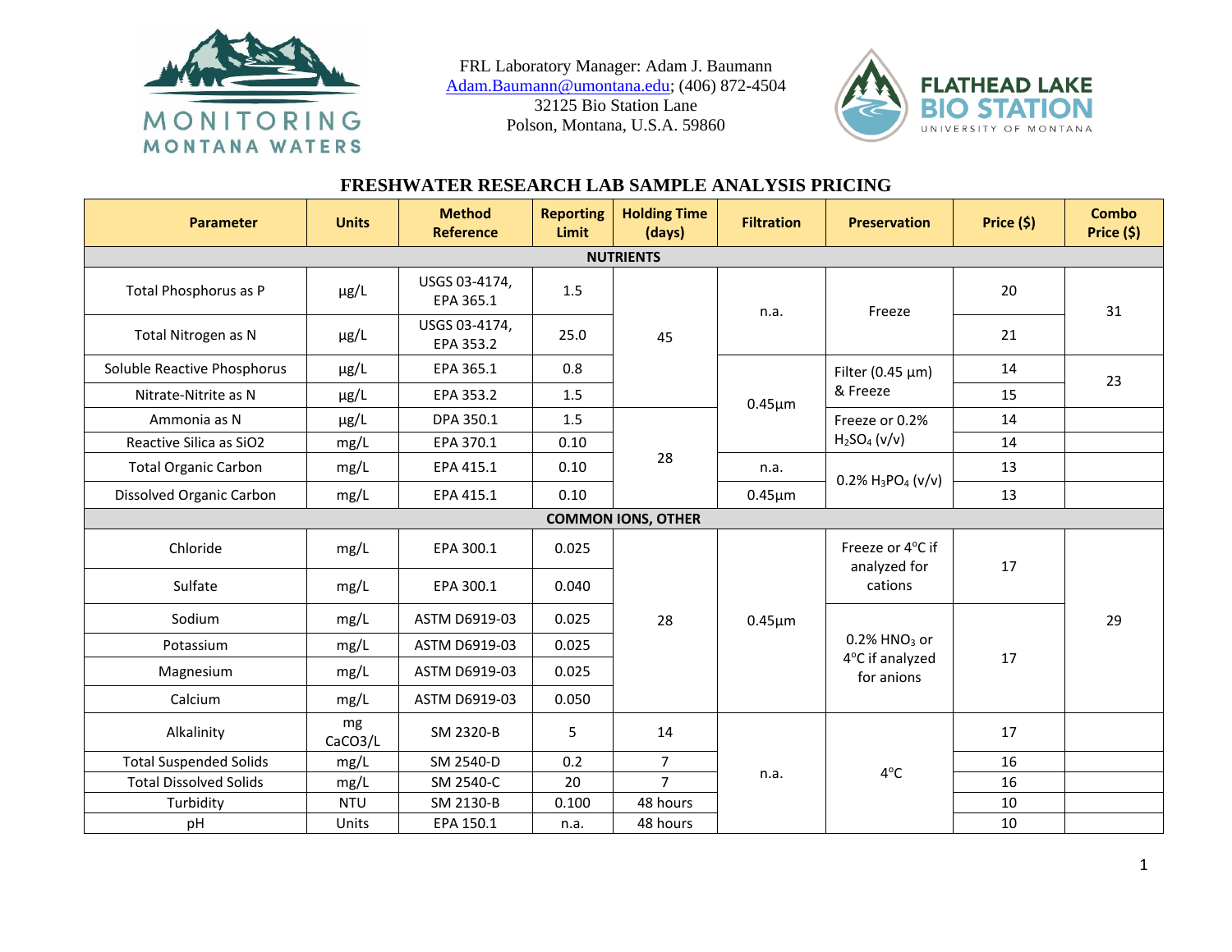FRL Laboratory Manager: Adam J. Baumann
Adam.Baumann@umontana.edu; (406) 872-4504
32125 Bio Station Lane
Polson, Montana, U.S.A. 59860

# FRESHWATER RESEARCH LAB SAMPLE ANALYSIS PRICING

| Parameter | Units | Method Reference | Reporting Limit | Holding Time (days) | Filtration | Preservation | Price ($) | Combo Price ($) |
|---|---|---|---|---|---|---|---|---|
| **NUTRIENTS** | | | | | | | | |
| Total Phosphorus as P | µg/L | USGS 03-4174, EPA 365.1 | 1.5 | 45 | n.a. | Freeze | 20 | 31 |
| Total Nitrogen as N | µg/L | USGS 03-4174, EPA 353.2 | 25.0 | 45 | n.a. | Freeze | 21 | 31 |
| Soluble Reactive Phosphorus | µg/L | EPA 365.1 | 0.8 | 45 | 0.45µm | Filter (0.45 µm) & Freeze | 14 | 23 |
| Nitrate-Nitrite as N | µg/L | EPA 353.2 | 1.5 | 45 | 0.45µm | Filter (0.45 µm) & Freeze | 15 | 23 |
| Ammonia as N | µg/L | DPA 350.1 | 1.5 | 28 | 0.45µm | Freeze or 0.2% $H_2SO_4$ (v/v) | 14 | |
| Reactive Silica as SiO2 | mg/L | EPA 370.1 | 0.10 | 28 | 0.45µm | Freeze or 0.2% $H_2SO_4$ (v/v) | 14 | |
| Total Organic Carbon | mg/L | EPA 415.1 | 0.10 | 28 | n.a. | 0.2% $H_3PO_4$ (v/v) | 13 | |
| Dissolved Organic Carbon | mg/L | EPA 415.1 | 0.10 | 28 | 0.45µm | 0.2% $H_3PO_4$ (v/v) | 13 | |
| **COMMON IONS, OTHER** | | | | | | | | |
| Chloride | mg/L | EPA 300.1 | 0.025 | 28 | 0.45µm | Freeze or 4°C if analyzed for cations | 17 | 29 |
| Sulfate | mg/L | EPA 300.1 | 0.040 | 28 | 0.45µm | Freeze or 4°C if analyzed for cations | 17 | 29 |
| Sodium | mg/L | ASTM D6919-03 | 0.025 | 28 | 0.45µm | 0.2% $HNO_3$ or 4°C if analyzed for anions | 17 | 29 |
| Potassium | mg/L | ASTM D6919-03 | 0.025 | 28 | 0.45µm | 0.2% $HNO_3$ or 4°C if analyzed for anions | 17 | 29 |
| Magnesium | mg/L | ASTM D6919-03 | 0.025 | 28 | 0.45µm | 0.2% $HNO_3$ or 4°C if analyzed for anions | 17 | 29 |
| Calcium | mg/L | ASTM D6919-03 | 0.050 | 28 | 0.45µm | 0.2% $HNO_3$ or 4°C if analyzed for anions | 17 | 29 |
| Alkalinity | mg CaCO3/L | SM 2320-B | 5 | 14 | n.a. | 4°C | 17 | |
| Total Suspended Solids | mg/L | SM 2540-D | 0.2 | 7 | n.a. | 4°C | 16 | |
| Total Dissolved Solids | mg/L | SM 2540-C | 20 | 7 | n.a. | 4°C | 16 | |
| Turbidity | NTU | SM 2130-B | 0.100 | 48 hours | n.a. | 4°C | 10 | |
| pH | Units | EPA 150.1 | n.a. | 48 hours | n.a. | 4°C | 10 | |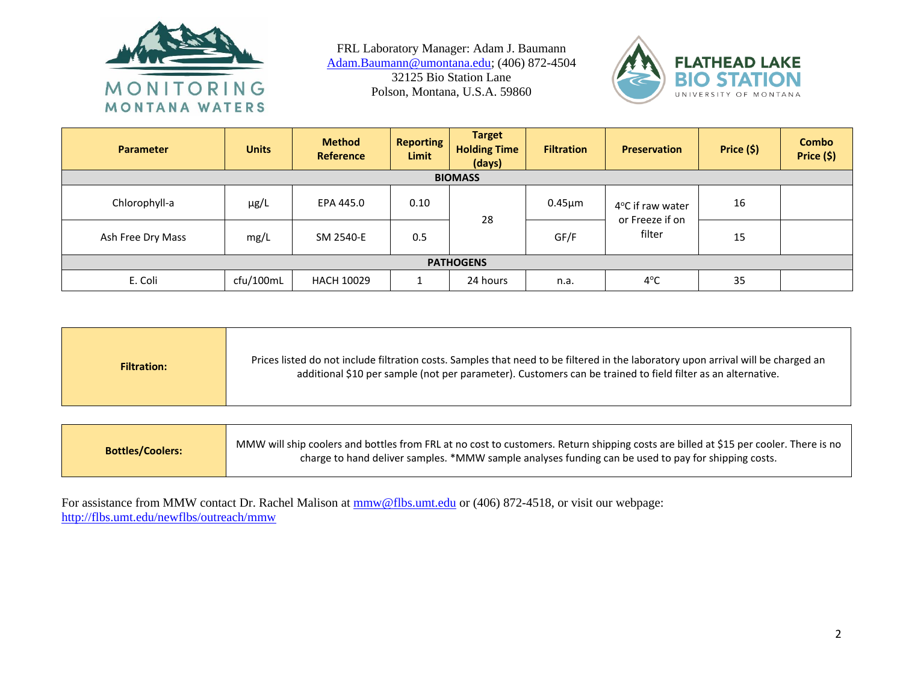FRL Laboratory Manager: Adam J. Baumann
Adam.Baumann@umontana.edu; (406) 872-4504
32125 Bio Station Lane
Polson, Montana, U.S.A. 59860

| Parameter | Units | Method Reference | Reporting Limit | Target Holding Time (days) | Filtration | Preservation | Price ($) | Combo Price ($) |
|---|---|---|---|---|---|---|---|---|
| **BIOMASS** | | | | | | | | |
| Chlorophyll-a | µg/L | EPA 445.0 | 0.10 | 28 | 0.45µm | 4°C if raw water or Freeze if on filter | 16 | |
| Ash Free Dry Mass | mg/L | SM 2540-E | 0.5 | 28 | GF/F | 4°C if raw water or Freeze if on filter | 15 | |
| **PATHOGENS** | | | | | | | | |
| E. Coli | cfu/100mL | HACH 10029 | 1 | 24 hours | n.a. | 4°C | 35 | |

| | |
|---|---|
| **Filtration:** | Prices listed do not include filtration costs. Samples that need to be filtered in the laboratory upon arrival will be charged an additional $10 per sample (not per parameter). Customers can be trained to field filter as an alternative. |

| | |
|---|---|
| **Bottles/Coolers:** | MMW will ship coolers and bottles from FRL at no cost to customers. Return shipping costs are billed at $15 per cooler. There is no charge to hand deliver samples. *MMW sample analyses funding can be used to pay for shipping costs. |

For assistance from MMW contact Dr. Rachel Malison at mmw@flbs.umt.edu or (406) 872-4518, or visit our webpage: http://flbs.umt.edu/newflbs/outreach/mmw